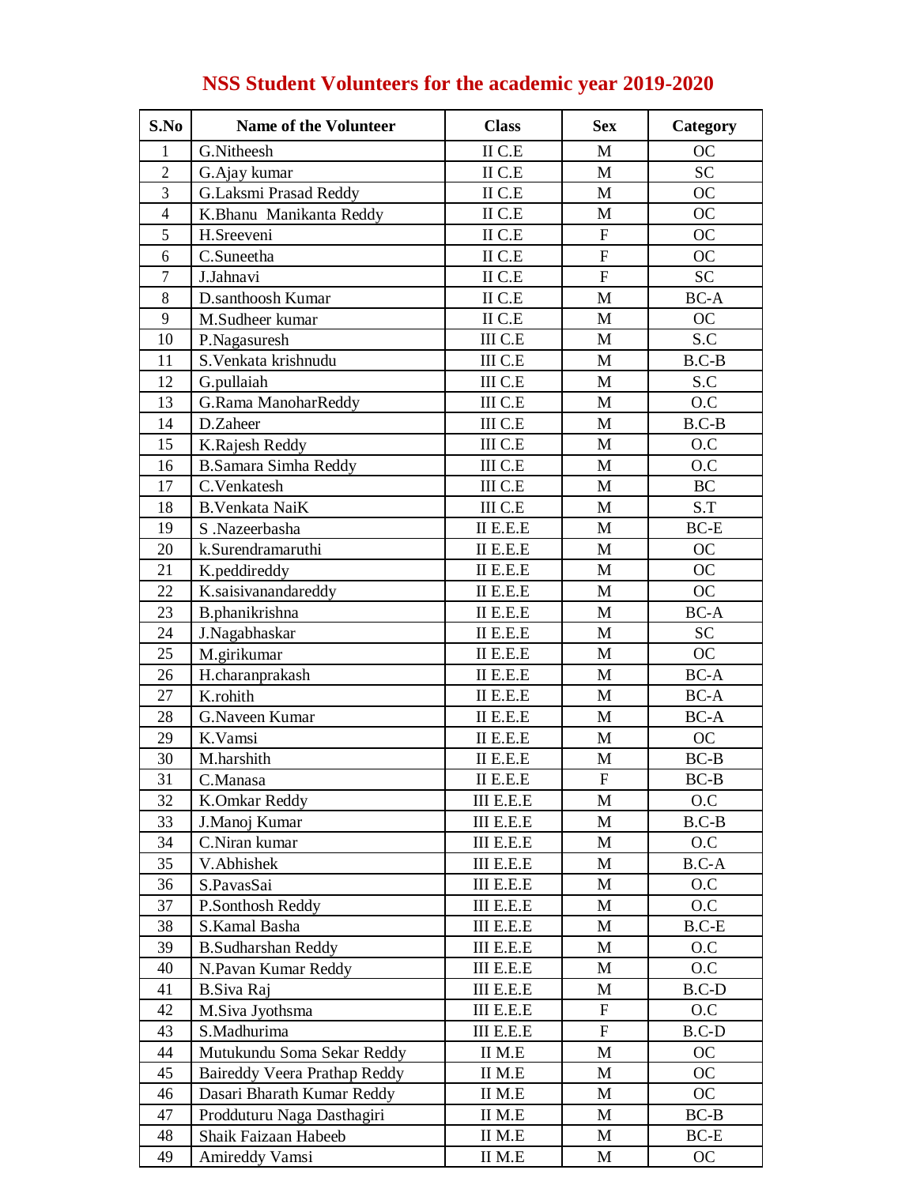## NSS Student Volunteers for the academic year 2019-2020

| S.No | Name of the Volunteer | Class | Sex | Category |
|---|---|---|---|---|
| 1 | G.Nitheesh | II C.E | M | OC |
| 2 | G.Ajay kumar | II C.E | M | SC |
| 3 | G.Laksmi Prasad Reddy | II C.E | M | OC |
| 4 | K.Bhanu  Manikanta Reddy | II C.E | M | OC |
| 5 | H.Sreeveni | II C.E | F | OC |
| 6 | C.Suneetha | II C.E | F | OC |
| 7 | J.Jahnavi | II C.E | F | SC |
| 8 | D.santhoosh Kumar | II C.E | M | BC-A |
| 9 | M.Sudheer kumar | II C.E | M | OC |
| 10 | P.Nagasuresh | III C.E | M | S.C |
| 11 | S.Venkata krishnudu | III C.E | M | B.C-B |
| 12 | G.pullaiah | III C.E | M | S.C |
| 13 | G.Rama ManoharReddy | III C.E | M | O.C |
| 14 | D.Zaheer | III C.E | M | B.C-B |
| 15 | K.Rajesh Reddy | III C.E | M | O.C |
| 16 | B.Samara Simha Reddy | III C.E | M | O.C |
| 17 | C.Venkatesh | III C.E | M | BC |
| 18 | B.Venkata NaiK | III C.E | M | S.T |
| 19 | S .Nazeerbasha | II E.E.E | M | BC-E |
| 20 | k.Surendramaruthi | II E.E.E | M | OC |
| 21 | K.peddireddy | II E.E.E | M | OC |
| 22 | K.saisivanandareddy | II E.E.E | M | OC |
| 23 | B.phanikrishna | II E.E.E | M | BC-A |
| 24 | J.Nagabhaskar | II E.E.E | M | SC |
| 25 | M.girikumar | II E.E.E | M | OC |
| 26 | H.charanprakash | II E.E.E | M | BC-A |
| 27 | K.rohith | II E.E.E | M | BC-A |
| 28 | G.Naveen Kumar | II E.E.E | M | BC-A |
| 29 | K.Vamsi | II E.E.E | M | OC |
| 30 | M.harshith | II E.E.E | M | BC-B |
| 31 | C.Manasa | II E.E.E | F | BC-B |
| 32 | K.Omkar Reddy | III E.E.E | M | O.C |
| 33 | J.Manoj Kumar | III E.E.E | M | B.C-B |
| 34 | C.Niran kumar | III E.E.E | M | O.C |
| 35 | V.Abhishek | III E.E.E | M | B.C-A |
| 36 | S.PavasSai | III E.E.E | M | O.C |
| 37 | P.Sonthosh Reddy | III E.E.E | M | O.C |
| 38 | S.Kamal Basha | III E.E.E | M | B.C-E |
| 39 | B.Sudharshan Reddy | III E.E.E | M | O.C |
| 40 | N.Pavan Kumar Reddy | III E.E.E | M | O.C |
| 41 | B.Siva Raj | III E.E.E | M | B.C-D |
| 42 | M.Siva Jyothsma | III E.E.E | F | O.C |
| 43 | S.Madhurima | III E.E.E | F | B.C-D |
| 44 | Mutukundu Soma Sekar Reddy | II M.E | M | OC |
| 45 | Baireddy Veera Prathap Reddy | II M.E | M | OC |
| 46 | Dasari Bharath Kumar Reddy | II M.E | M | OC |
| 47 | Prodduturu Naga Dasthagiri | II M.E | M | BC-B |
| 48 | Shaik Faizaan Habeeb | II M.E | M | BC-E |
| 49 | Amireddy Vamsi | II M.E | M | OC |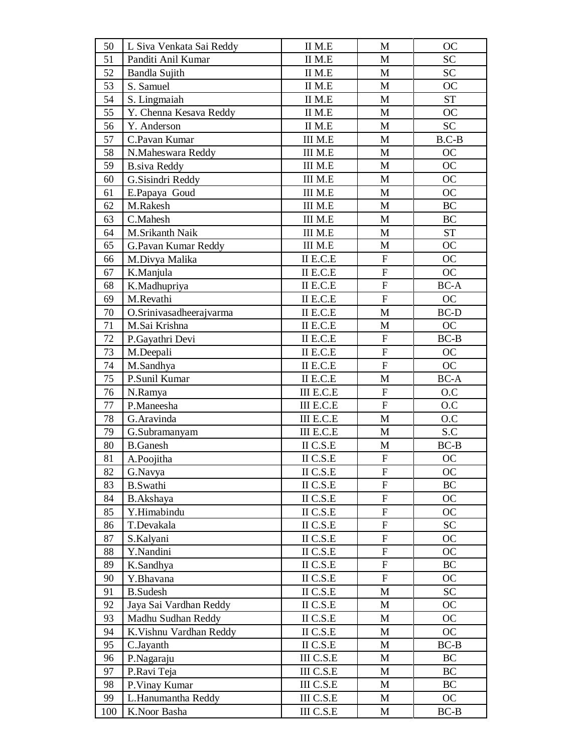| | | | | |
|---|---|---|---|---|
| 50 | L Siva Venkata Sai Reddy | II M.E | M | OC |
| 51 | Panditi Anil Kumar | II M.E | M | SC |
| 52 | Bandla Sujith | II M.E | M | SC |
| 53 | S. Samuel | II M.E | M | OC |
| 54 | S. Lingmaiah | II M.E | M | ST |
| 55 | Y. Chenna Kesava Reddy | II M.E | M | OC |
| 56 | Y. Anderson | II M.E | M | SC |
| 57 | C.Pavan Kumar | III M.E | M | B.C-B |
| 58 | N.Maheswara Reddy | III M.E | M | OC |
| 59 | B.siva Reddy | III M.E | M | OC |
| 60 | G.Sisindri Reddy | III M.E | M | OC |
| 61 | E.Papaya Goud | III M.E | M | OC |
| 62 | M.Rakesh | III M.E | M | BC |
| 63 | C.Mahesh | III M.E | M | BC |
| 64 | M.Srikanth Naik | III M.E | M | ST |
| 65 | G.Pavan Kumar Reddy | III M.E | M | OC |
| 66 | M.Divya Malika | II E.C.E | F | OC |
| 67 | K.Manjula | II E.C.E | F | OC |
| 68 | K.Madhupriya | II E.C.E | F | BC-A |
| 69 | M.Revathi | II E.C.E | F | OC |
| 70 | O.Srinivasadheerajvarma | II E.C.E | M | BC-D |
| 71 | M.Sai Krishna | II E.C.E | M | OC |
| 72 | P.Gayathri Devi | II E.C.E | F | BC-B |
| 73 | M.Deepali | II E.C.E | F | OC |
| 74 | M.Sandhya | II E.C.E | F | OC |
| 75 | P.Sunil Kumar | II E.C.E | M | BC-A |
| 76 | N.Ramya | III E.C.E | F | O.C |
| 77 | P.Maneesha | III E.C.E | F | O.C |
| 78 | G.Aravinda | III E.C.E | M | O.C |
| 79 | G.Subramanyam | III E.C.E | M | S.C |
| 80 | B.Ganesh | II C.S.E | M | BC-B |
| 81 | A.Poojitha | II C.S.E | F | OC |
| 82 | G.Navya | II C.S.E | F | OC |
| 83 | B.Swathi | II C.S.E | F | BC |
| 84 | B.Akshaya | II C.S.E | F | OC |
| 85 | Y.Himabindu | II C.S.E | F | OC |
| 86 | T.Devakala | II C.S.E | F | SC |
| 87 | S.Kalyani | II C.S.E | F | OC |
| 88 | Y.Nandini | II C.S.E | F | OC |
| 89 | K.Sandhya | II C.S.E | F | BC |
| 90 | Y.Bhavana | II C.S.E | F | OC |
| 91 | B.Sudesh | II C.S.E | M | SC |
| 92 | Jaya Sai Vardhan Reddy | II C.S.E | M | OC |
| 93 | Madhu Sudhan Reddy | II C.S.E | M | OC |
| 94 | K.Vishnu Vardhan Reddy | II C.S.E | M | OC |
| 95 | C.Jayanth | II C.S.E | M | BC-B |
| 96 | P.Nagaraju | III C.S.E | M | BC |
| 97 | P.Ravi Teja | III C.S.E | M | BC |
| 98 | P.Vinay Kumar | III C.S.E | M | BC |
| 99 | L.Hanumantha Reddy | III C.S.E | M | OC |
| 100 | K.Noor Basha | III C.S.E | M | BC-B |